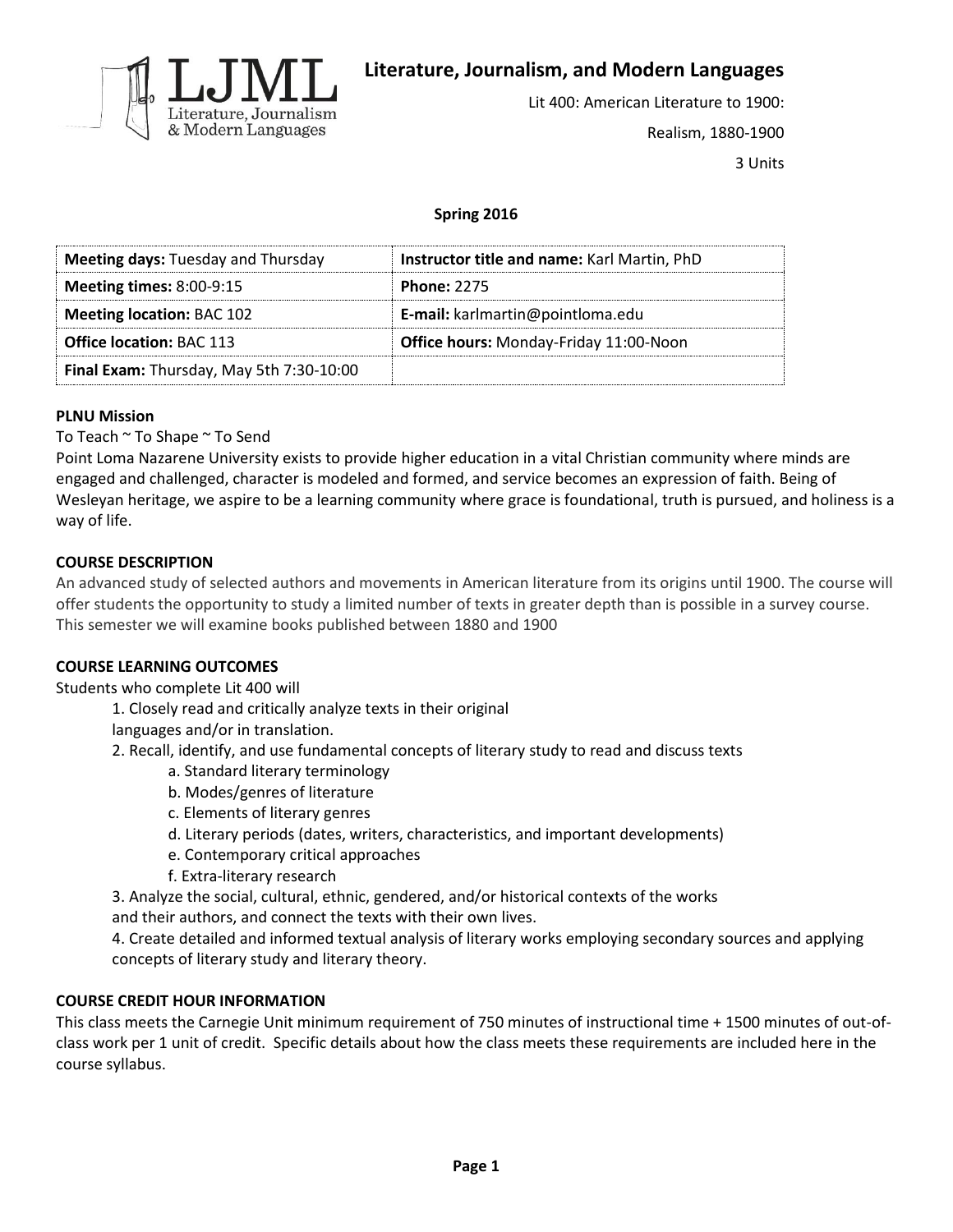# Literature, Journalism, and Modern Languages

Lit 400: American Literature to 1900:

Realism, 1880-1900

3 Units

**Spring 2016**

| **Meeting days:** Tuesday and Thursday | **Instructor title and name:** Karl Martin, PhD |
|---|---|
| **Meeting times:** 8:00-9:15 | **Phone:** 2275 |
| **Meeting location:** BAC 102 | **E-mail:** karlmartin@pointloma.edu |
| **Office location:** BAC 113 | **Office hours:** Monday-Friday 11:00-Noon |
| **Final Exam:** Thursday, May 5th 7:30-10:00 | |

## PLNU Mission

To Teach ~ To Shape ~ To Send

Point Loma Nazarene University exists to provide higher education in a vital Christian community where minds are engaged and challenged, character is modeled and formed, and service becomes an expression of faith. Being of Wesleyan heritage, we aspire to be a learning community where grace is foundational, truth is pursued, and holiness is a way of life.

## COURSE DESCRIPTION

An advanced study of selected authors and movements in American literature from its origins until 1900. The course will offer students the opportunity to study a limited number of texts in greater depth than is possible in a survey course. This semester we will examine books published between 1880 and 1900

## COURSE LEARNING OUTCOMES

Students who complete Lit 400 will

1. Closely read and critically analyze texts in their original languages and/or in translation.
2. Recall, identify, and use fundamental concepts of literary study to read and discuss texts
   - a. Standard literary terminology
   - b. Modes/genres of literature
   - c. Elements of literary genres
   - d. Literary periods (dates, writers, characteristics, and important developments)
   - e. Contemporary critical approaches
   - f. Extra-literary research
3. Analyze the social, cultural, ethnic, gendered, and/or historical contexts of the works and their authors, and connect the texts with their own lives.
4. Create detailed and informed textual analysis of literary works employing secondary sources and applying concepts of literary study and literary theory.

## COURSE CREDIT HOUR INFORMATION

This class meets the Carnegie Unit minimum requirement of 750 minutes of instructional time + 1500 minutes of out-of-class work per 1 unit of credit. Specific details about how the class meets these requirements are included here in the course syllabus.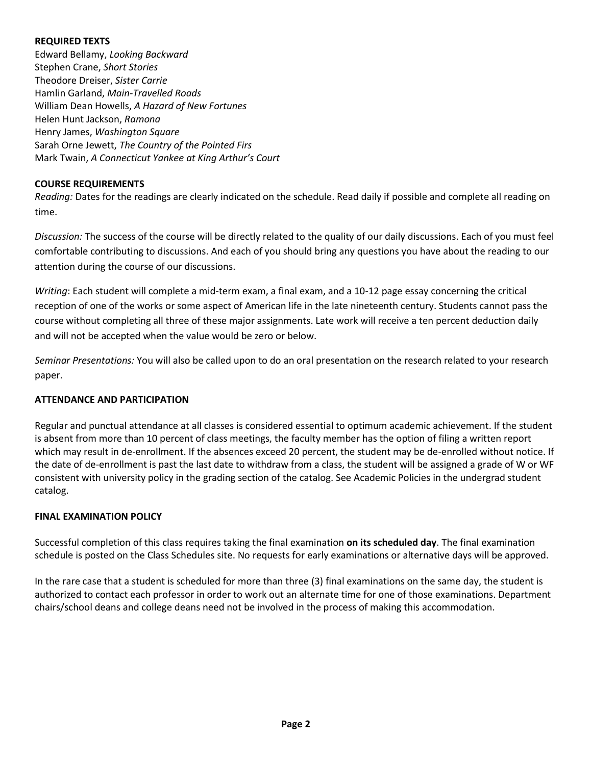## REQUIRED TEXTS

Edward Bellamy, *Looking Backward*
Stephen Crane, *Short Stories*
Theodore Dreiser, *Sister Carrie*
Hamlin Garland, *Main-Travelled Roads*
William Dean Howells, *A Hazard of New Fortunes*
Helen Hunt Jackson, *Ramona*
Henry James, *Washington Square*
Sarah Orne Jewett, *The Country of the Pointed Firs*
Mark Twain, *A Connecticut Yankee at King Arthur's Court*

## COURSE REQUIREMENTS

*Reading:* Dates for the readings are clearly indicated on the schedule. Read daily if possible and complete all reading on time.

*Discussion:* The success of the course will be directly related to the quality of our daily discussions. Each of you must feel comfortable contributing to discussions. And each of you should bring any questions you have about the reading to our attention during the course of our discussions.

*Writing*: Each student will complete a mid-term exam, a final exam, and a 10-12 page essay concerning the critical reception of one of the works or some aspect of American life in the late nineteenth century. Students cannot pass the course without completing all three of these major assignments. Late work will receive a ten percent deduction daily and will not be accepted when the value would be zero or below.

*Seminar Presentations:* You will also be called upon to do an oral presentation on the research related to your research paper.

## ATTENDANCE AND PARTICIPATION

Regular and punctual attendance at all classes is considered essential to optimum academic achievement. If the student is absent from more than 10 percent of class meetings, the faculty member has the option of filing a written report which may result in de-enrollment. If the absences exceed 20 percent, the student may be de-enrolled without notice. If the date of de-enrollment is past the last date to withdraw from a class, the student will be assigned a grade of W or WF consistent with university policy in the grading section of the catalog. See Academic Policies in the undergrad student catalog.

## FINAL EXAMINATION POLICY

Successful completion of this class requires taking the final examination **on its scheduled day**. The final examination schedule is posted on the Class Schedules site. No requests for early examinations or alternative days will be approved.

In the rare case that a student is scheduled for more than three (3) final examinations on the same day, the student is authorized to contact each professor in order to work out an alternate time for one of those examinations. Department chairs/school deans and college deans need not be involved in the process of making this accommodation.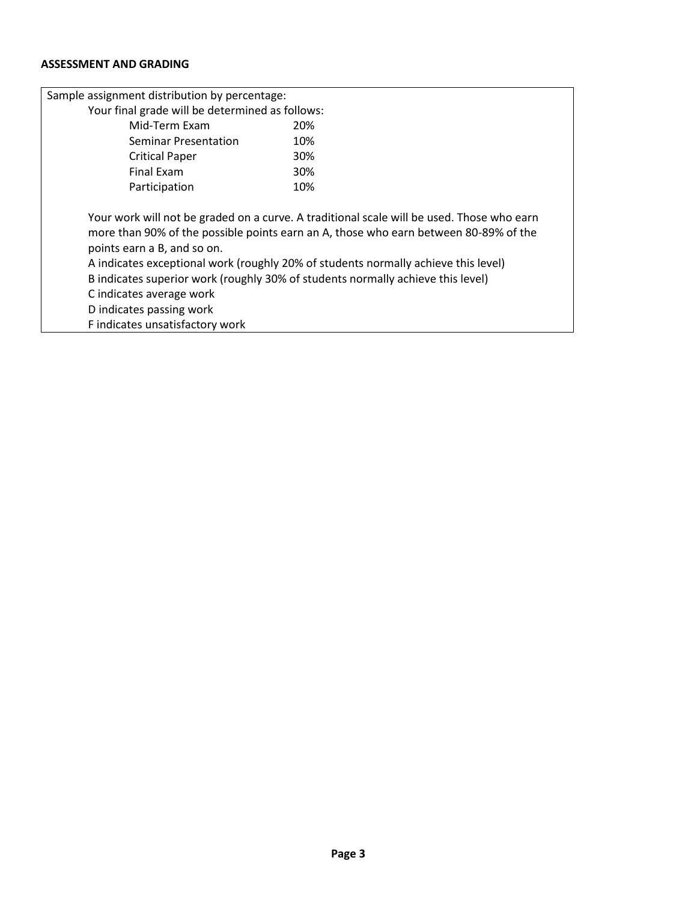**ASSESSMENT AND GRADING**

Sample assignment distribution by percentage:

Your final grade will be determined as follows:

| Component | Weight |
|---|---|
| Mid-Term Exam | 20% |
| Seminar Presentation | 10% |
| Critical Paper | 30% |
| Final Exam | 30% |
| Participation | 10% |

Your work will not be graded on a curve. A traditional scale will be used. Those who earn more than 90% of the possible points earn an A, those who earn between 80-89% of the points earn a B, and so on.

A indicates exceptional work (roughly 20% of students normally achieve this level)  
B indicates superior work (roughly 30% of students normally achieve this level)  
C indicates average work  
D indicates passing work  
F indicates unsatisfactory work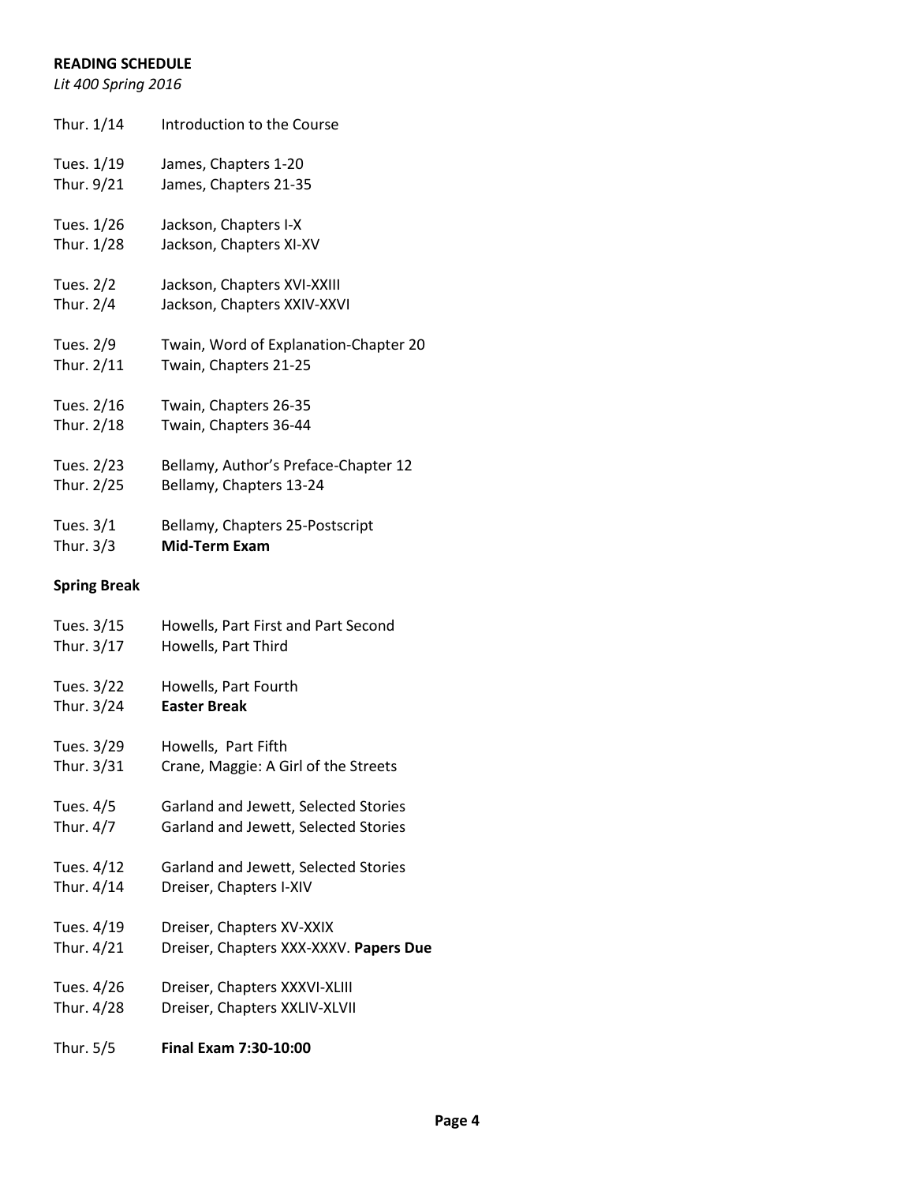**READING SCHEDULE**

*Lit 400 Spring 2016*

| | |
|---|---|
| Thur. 1/14 | Introduction to the Course |
| Tues. 1/19 | James, Chapters 1-20 |
| Thur. 9/21 | James, Chapters 21-35 |
| Tues. 1/26 | Jackson, Chapters I-X |
| Thur. 1/28 | Jackson, Chapters XI-XV |
| Tues. 2/2 | Jackson, Chapters XVI-XXIII |
| Thur. 2/4 | Jackson, Chapters XXIV-XXVI |
| Tues. 2/9 | Twain, Word of Explanation-Chapter 20 |
| Thur. 2/11 | Twain, Chapters 21-25 |
| Tues. 2/16 | Twain, Chapters 26-35 |
| Thur. 2/18 | Twain, Chapters 36-44 |
| Tues. 2/23 | Bellamy, Author's Preface-Chapter 12 |
| Thur. 2/25 | Bellamy, Chapters 13-24 |
| Tues. 3/1 | Bellamy, Chapters 25-Postscript |
| Thur. 3/3 | **Mid-Term Exam** |

**Spring Break**

| | |
|---|---|
| Tues. 3/15 | Howells, Part First and Part Second |
| Thur. 3/17 | Howells, Part Third |
| Tues. 3/22 | Howells, Part Fourth |
| Thur. 3/24 | **Easter Break** |
| Tues. 3/29 | Howells, Part Fifth |
| Thur. 3/31 | Crane, Maggie: A Girl of the Streets |
| Tues. 4/5 | Garland and Jewett, Selected Stories |
| Thur. 4/7 | Garland and Jewett, Selected Stories |
| Tues. 4/12 | Garland and Jewett, Selected Stories |
| Thur. 4/14 | Dreiser, Chapters I-XIV |
| Tues. 4/19 | Dreiser, Chapters XV-XXIX |
| Thur. 4/21 | Dreiser, Chapters XXX-XXXV. **Papers Due** |
| Tues. 4/26 | Dreiser, Chapters XXXVI-XLIII |
| Thur. 4/28 | Dreiser, Chapters XXLIV-XLVII |
| Thur. 5/5 | **Final Exam 7:30-10:00** |